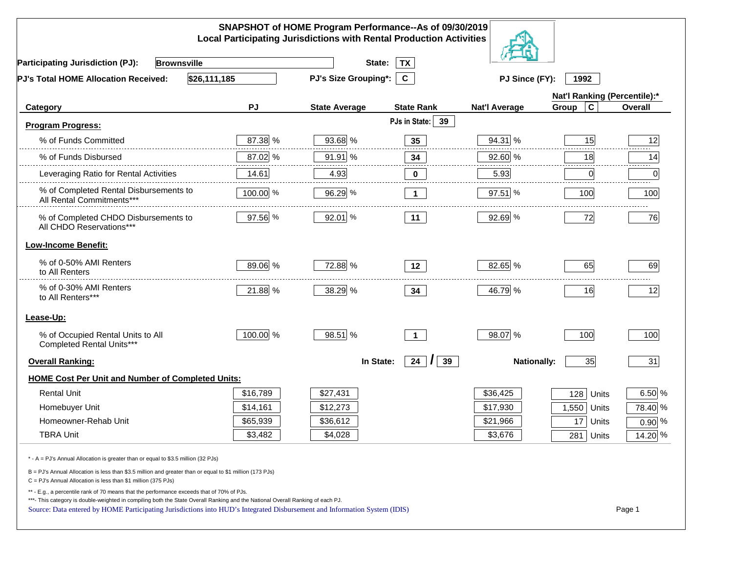## SNAPSHOT of HOME Program Performance--As of 09/30/2019
### Local Participating Jurisdictions with Rental Production Activities

**Participating Jurisdiction (PJ):** Brownsville **State:** TX

**PJ's Total HOME Allocation Received:** $26,111,185 **PJ's Size Grouping*:** C **PJ Since (FY):** 1992

| Category | PJ | State Average | State Rank | Nat'l Average | Nat'l Ranking (Percentile):* Group C | Overall |
|---|---|---|---|---|---|---|
| **Program Progress:** | | | PJs in State: 39 | | | |
| % of Funds Committed | 87.38 % | 93.68 % | 35 | 94.31 % | 15 | 12 |
| % of Funds Disbursed | 87.02 % | 91.91 % | 34 | 92.60 % | 18 | 14 |
| Leveraging Ratio for Rental Activities | 14.61 | 4.93 | 0 | 5.93 | 0 | 0 |
| % of Completed Rental Disbursements to All Rental Commitments*** | 100.00 % | 96.29 % | 1 | 97.51 % | 100 | 100 |
| % of Completed CHDO Disbursements to All CHDO Reservations*** | 97.56 % | 92.01 % | 11 | 92.69 % | 72 | 76 |
| **Low-Income Benefit:** | | | | | | |
| % of 0-50% AMI Renters to All Renters | 89.06 % | 72.88 % | 12 | 82.65 % | 65 | 69 |
| % of 0-30% AMI Renters to All Renters*** | 21.88 % | 38.29 % | 34 | 46.79 % | 16 | 12 |
| **Lease-Up:** | | | | | | |
| % of Occupied Rental Units to All Completed Rental Units*** | 100.00 % | 98.51 % | 1 | 98.07 % | 100 | 100 |
| **Overall Ranking:** | | In State: | 24 / 39 | Nationally: | 35 | 31 |

**HOME Cost Per Unit and Number of Completed Units:**

| Category | PJ | State Average | Nat'l Average | Units | % |
|---|---|---|---|---|---|
| Rental Unit | $16,789 | $27,431 | $36,425 | 128 Units | 6.50 % |
| Homebuyer Unit | $14,161 | $12,273 | $17,930 | 1,550 Units | 78.40 % |
| Homeowner-Rehab Unit | $65,939 | $36,612 | $21,966 | 17 Units | 0.90 % |
| TBRA Unit | $3,482 | $4,028 | $3,676 | 281 Units | 14.20 % |

* - A = PJ's Annual Allocation is greater than or equal to $3.5 million (32 PJs)

B = PJ's Annual Allocation is less than $3.5 million and greater than or equal to $1 million (173 PJs)

C = PJ's Annual Allocation is less than $1 million (375 PJs)

** - E.g., a percentile rank of 70 means that the performance exceeds that of 70% of PJs.

***- This category is double-weighted in compiling both the State Overall Ranking and the National Overall Ranking of each PJ.

Source: Data entered by HOME Participating Jurisdictions into HUD's Integrated Disbursement and Information System (IDIS)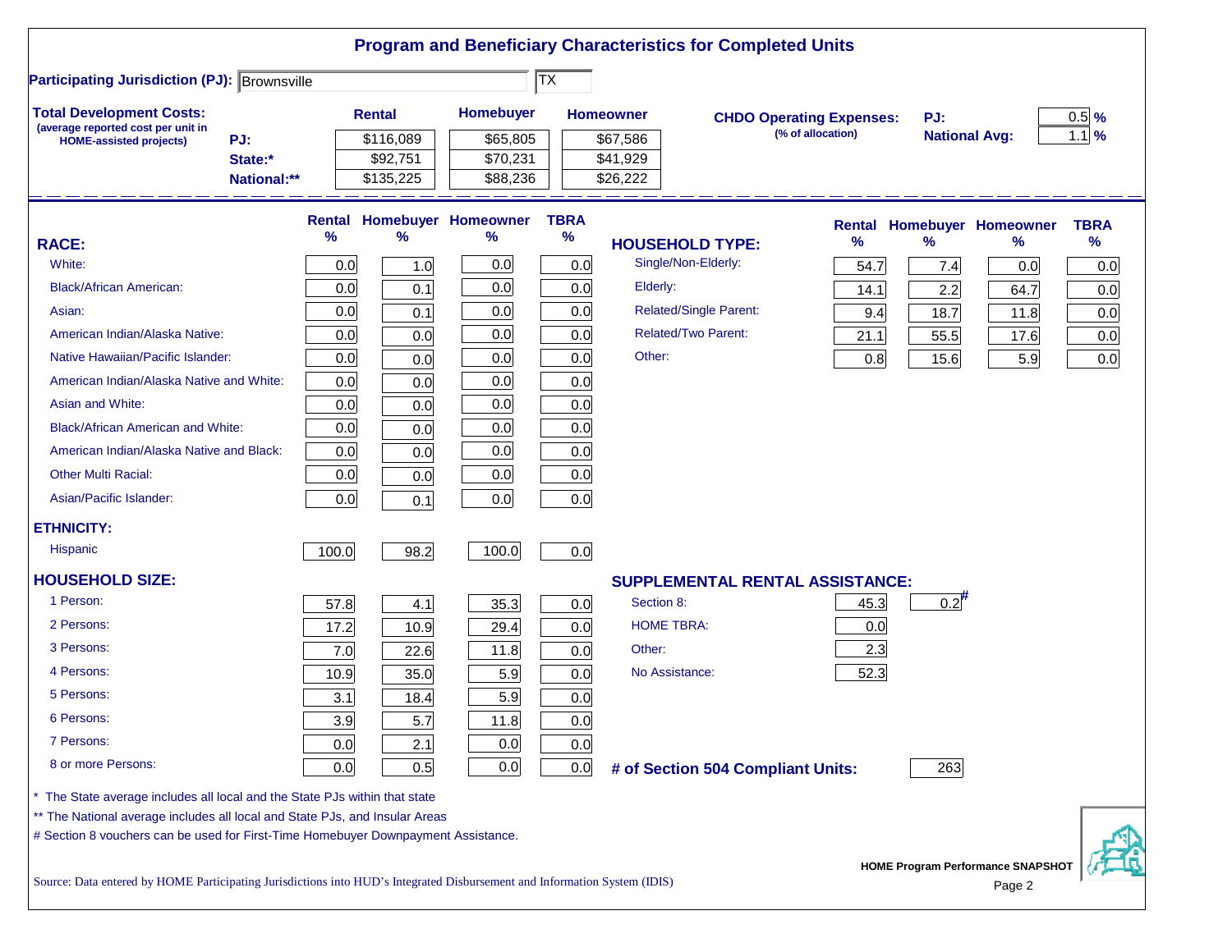# Program and Beneficiary Characteristics for Completed Units

**Participating Jurisdiction (PJ):** Brownsville TX

**Total Development Costs:** (average reported cost per unit in HOME-assisted projects)

| | Rental | Homebuyer | Homeowner |
|---|---|---|---|
| PJ: | $116,089 | $65,805 | $67,586 |
| State:* | $92,751 | $70,231 | $41,929 |
| National:** | $135,225 | $88,236 | $26,222 |

**CHDO Operating Expenses:** (% of allocation)

| | |
|---|---|
| PJ: | 0.5 % |
| National Avg: | 1.1 % |

| RACE: | Rental % | Homebuyer % | Homeowner % | TBRA % |
|---|---|---|---|---|
| White: | 0.0 | 1.0 | 0.0 | 0.0 |
| Black/African American: | 0.0 | 0.1 | 0.0 | 0.0 |
| Asian: | 0.0 | 0.1 | 0.0 | 0.0 |
| American Indian/Alaska Native: | 0.0 | 0.0 | 0.0 | 0.0 |
| Native Hawaiian/Pacific Islander: | 0.0 | 0.0 | 0.0 | 0.0 |
| American Indian/Alaska Native and White: | 0.0 | 0.0 | 0.0 | 0.0 |
| Asian and White: | 0.0 | 0.0 | 0.0 | 0.0 |
| Black/African American and White: | 0.0 | 0.0 | 0.0 | 0.0 |
| American Indian/Alaska Native and Black: | 0.0 | 0.0 | 0.0 | 0.0 |
| Other Multi Racial: | 0.0 | 0.0 | 0.0 | 0.0 |
| Asian/Pacific Islander: | 0.0 | 0.1 | 0.0 | 0.0 |
| **ETHNICITY:** | | | | |
| Hispanic | 100.0 | 98.2 | 100.0 | 0.0 |
| **HOUSEHOLD SIZE:** | | | | |
| 1 Person: | 57.8 | 4.1 | 35.3 | 0.0 |
| 2 Persons: | 17.2 | 10.9 | 29.4 | 0.0 |
| 3 Persons: | 7.0 | 22.6 | 11.8 | 0.0 |
| 4 Persons: | 10.9 | 35.0 | 5.9 | 0.0 |
| 5 Persons: | 3.1 | 18.4 | 5.9 | 0.0 |
| 6 Persons: | 3.9 | 5.7 | 11.8 | 0.0 |
| 7 Persons: | 0.0 | 2.1 | 0.0 | 0.0 |
| 8 or more Persons: | 0.0 | 0.5 | 0.0 | 0.0 |

| HOUSEHOLD TYPE: | Rental % | Homebuyer % | Homeowner % | TBRA % |
|---|---|---|---|---|
| Single/Non-Elderly: | 54.7 | 7.4 | 0.0 | 0.0 |
| Elderly: | 14.1 | 2.2 | 64.7 | 0.0 |
| Related/Single Parent: | 9.4 | 18.7 | 11.8 | 0.0 |
| Related/Two Parent: | 21.1 | 55.5 | 17.6 | 0.0 |
| Other: | 0.8 | 15.6 | 5.9 | 0.0 |

| SUPPLEMENTAL RENTAL ASSISTANCE: | Rental | Homebuyer |
|---|---|---|
| Section 8: | 45.3 | 0.2# |
| HOME TBRA: | 0.0 | |
| Other: | 2.3 | |
| No Assistance: | 52.3 | |

**# of Section 504 Compliant Units:** 263

\* The State average includes all local and the State PJs within that state

\*\* The National average includes all local and State PJs, and Insular Areas

\# Section 8 vouchers can be used for First-Time Homebuyer Downpayment Assistance.

Source: Data entered by HOME Participating Jurisdictions into HUD's Integrated Disbursement and Information System (IDIS)

HOME Program Performance SNAPSHOT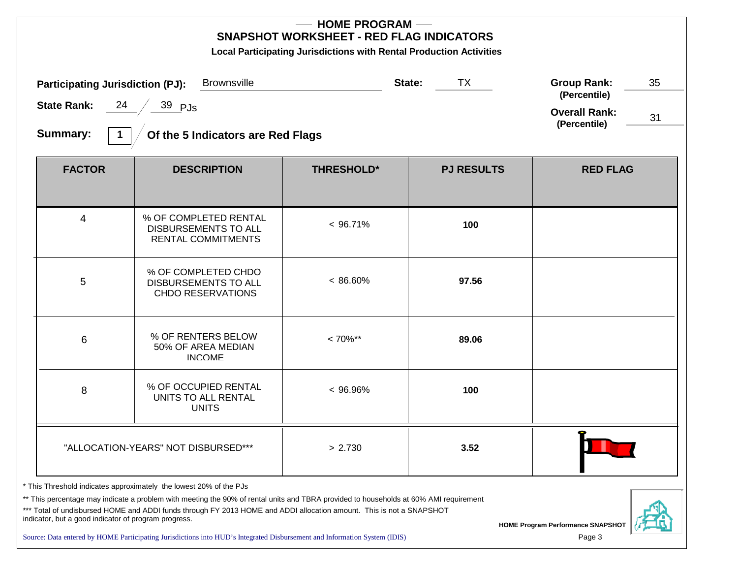# — HOME PROGRAM —

## SNAPSHOT WORKSHEET - RED FLAG INDICATORS

**Local Participating Jurisdictions with Rental Production Activities**

**Participating Jurisdiction (PJ):** Brownsville **State:** TX **Group Rank:** 35 **(Percentile)**

**State Rank:** 24 / 39 PJs **Overall Rank:** 31 **(Percentile)**

**Summary:** 1 / **Of the 5 Indicators are Red Flags**

| FACTOR | DESCRIPTION | THRESHOLD* | PJ RESULTS | RED FLAG |
|---|---|---|---|---|
| 4 | % OF COMPLETED RENTAL DISBURSEMENTS TO ALL RENTAL COMMITMENTS | < 96.71% | **100** | |
| 5 | % OF COMPLETED CHDO DISBURSEMENTS TO ALL CHDO RESERVATIONS | < 86.60% | **97.56** | |
| 6 | % OF RENTERS BELOW 50% OF AREA MEDIAN INCOME | < 70%** | **89.06** | |
| 8 | % OF OCCUPIED RENTAL UNITS TO ALL RENTAL UNITS | < 96.96% | **100** | |
| "ALLOCATION-YEARS" NOT DISBURSED*** | | > 2.730 | **3.52** | Red Flag |

* This Threshold indicates approximately the lowest 20% of the PJs

** This percentage may indicate a problem with meeting the 90% of rental units and TBRA provided to households at 60% AMI requirement

*** Total of undisbursed HOME and ADDI funds through FY 2013 HOME and ADDI allocation amount. This is not a SNAPSHOT indicator, but a good indicator of program progress.

Source: Data entered by HOME Participating Jurisdictions into HUD's Integrated Disbursement and Information System (IDIS)

HOME Program Performance SNAPSHOT